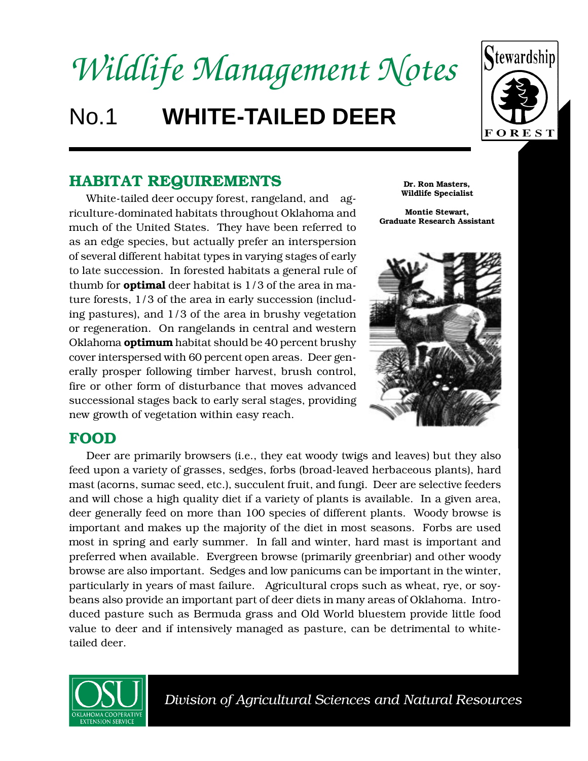# Wildlife Management Notes

## No.1 WHITE-TAILED DEER

**Dr. Ron Masters, Wildlife Specialist**

**Montie Stewart, Graduate Research Assistant**

## HABITAT REQUIREMENTS

White-tailed deer occupy forest, rangeland, and agriculture-dominated habitats throughout Oklahoma and much of the United States. They have been referred to as an edge species, but actually prefer an interspersion of several different habitat types in varying stages of early to late succession. In forested habitats a general rule of thumb for **optimal** deer habitat is 1/3 of the area in mature forests, 1/3 of the area in early succession (including pastures), and 1/3 of the area in brushy vegetation or regeneration. On rangelands in central and western Oklahoma **optimum** habitat should be 40 percent brushy cover interspersed with 60 percent open areas. Deer generally prosper following timber harvest, brush control, fire or other form of disturbance that moves advanced successional stages back to early seral stages, providing new growth of vegetation within easy reach.

## FOOD

Deer are primarily browsers (i.e., they eat woody twigs and leaves) but they also feed upon a variety of grasses, sedges, forbs (broad-leaved herbaceous plants), hard mast (acorns, sumac seed, etc.), succulent fruit, and fungi. Deer are selective feeders and will chose a high quality diet if a variety of plants is available. In a given area, deer generally feed on more than 100 species of different plants. Woody browse is important and makes up the majority of the diet in most seasons. Forbs are used most in spring and early summer. In fall and winter, hard mast is important and preferred when available. Evergreen browse (primarily greenbriar) and other woody browse are also important. Sedges and low panicums can be important in the winter, particularly in years of mast failure. Agricultural crops such as wheat, rye, or soybeans also provide an important part of deer diets in many areas of Oklahoma. Introduced pasture such as Bermuda grass and Old World bluestem provide little food value to deer and if intensively managed as pasture, can be detrimental to white-tailed deer.

*Division of Agricultural Sciences and Natural Resources*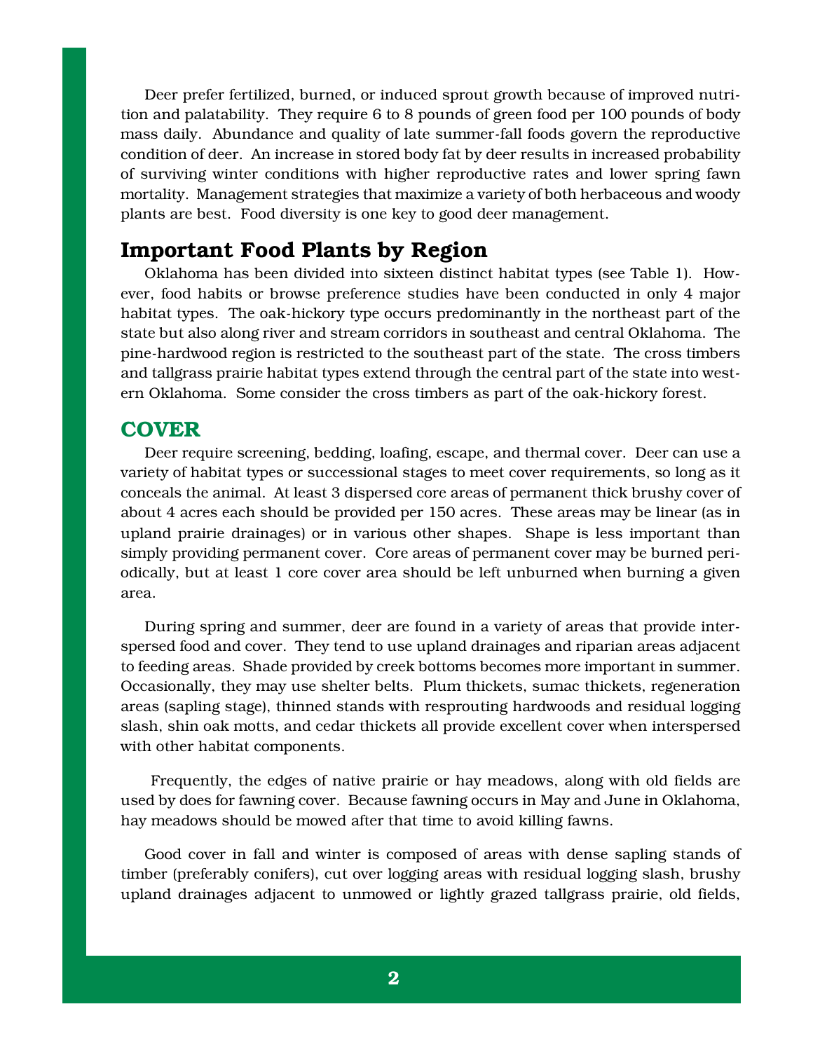Deer prefer fertilized, burned, or induced sprout growth because of improved nutrition and palatability. They require 6 to 8 pounds of green food per 100 pounds of body mass daily. Abundance and quality of late summer-fall foods govern the reproductive condition of deer. An increase in stored body fat by deer results in increased probability of surviving winter conditions with higher reproductive rates and lower spring fawn mortality. Management strategies that maximize a variety of both herbaceous and woody plants are best. Food diversity is one key to good deer management.

## Important Food Plants by Region

Oklahoma has been divided into sixteen distinct habitat types (see Table 1). However, food habits or browse preference studies have been conducted in only 4 major habitat types. The oak-hickory type occurs predominantly in the northeast part of the state but also along river and stream corridors in southeast and central Oklahoma. The pine-hardwood region is restricted to the southeast part of the state. The cross timbers and tallgrass prairie habitat types extend through the central part of the state into western Oklahoma. Some consider the cross timbers as part of the oak-hickory forest.

## COVER

Deer require screening, bedding, loafing, escape, and thermal cover. Deer can use a variety of habitat types or successional stages to meet cover requirements, so long as it conceals the animal. At least 3 dispersed core areas of permanent thick brushy cover of about 4 acres each should be provided per 150 acres. These areas may be linear (as in upland prairie drainages) or in various other shapes. Shape is less important than simply providing permanent cover. Core areas of permanent cover may be burned periodically, but at least 1 core cover area should be left unburned when burning a given area.

During spring and summer, deer are found in a variety of areas that provide interspersed food and cover. They tend to use upland drainages and riparian areas adjacent to feeding areas. Shade provided by creek bottoms becomes more important in summer. Occasionally, they may use shelter belts. Plum thickets, sumac thickets, regeneration areas (sapling stage), thinned stands with resprouting hardwoods and residual logging slash, shin oak motts, and cedar thickets all provide excellent cover when interspersed with other habitat components.

Frequently, the edges of native prairie or hay meadows, along with old fields are used by does for fawning cover. Because fawning occurs in May and June in Oklahoma, hay meadows should be mowed after that time to avoid killing fawns.

Good cover in fall and winter is composed of areas with dense sapling stands of timber (preferably conifers), cut over logging areas with residual logging slash, brushy upland drainages adjacent to unmowed or lightly grazed tallgrass prairie, old fields,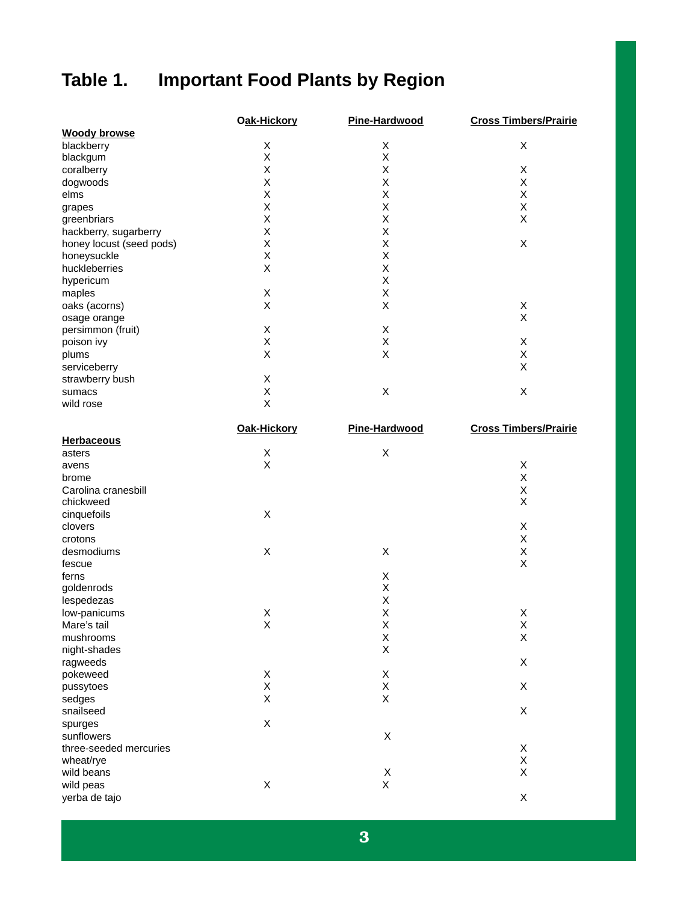## Table 1. Important Food Plants by Region

| | Oak-Hickory | Pine-Hardwood | Cross Timbers/Prairie |
|---|---|---|---|
| **Woody browse** | | | |
| blackberry | X | X | X |
| blackgum | X | X | |
| coralberry | X | X | X |
| dogwoods | X | X | X |
| elms | X | X | X |
| grapes | X | X | X |
| greenbriars | X | X | X |
| hackberry, sugarberry | X | X | |
| honey locust (seed pods) | X | X | X |
| honeysuckle | X | X | |
| huckleberries | X | X | |
| hypericum | | X | |
| maples | X | X | |
| oaks (acorns) | X | X | X |
| osage orange | | | X |
| persimmon (fruit) | X | X | |
| poison ivy | X | X | X |
| plums | X | X | X |
| serviceberry | | | X |
| strawberry bush | X | | |
| sumacs | X | X | X |
| wild rose | X | | |

| | Oak-Hickory | Pine-Hardwood | Cross Timbers/Prairie |
|---|---|---|---|
| **Herbaceous** | | | |
| asters | X | X | |
| avens | X | | X |
| brome | | | X |
| Carolina cranesbill | | | X |
| chickweed | | | X |
| cinquefoils | X | | |
| clovers | | | X |
| crotons | | | X |
| desmodiums | X | X | X |
| fescue | | | X |
| ferns | | X | |
| goldenrods | | X | |
| lespedezas | | X | |
| low-panicums | X | X | X |
| Mare's tail | X | X | X |
| mushrooms | | X | X |
| night-shades | | X | |
| ragweeds | | | X |
| pokeweed | X | X | |
| pussytoes | X | X | X |
| sedges | X | X | |
| snailseed | | | X |
| spurges | X | | |
| sunflowers | | X | |
| three-seeded mercuries | | | X |
| wheat/rye | | | X |
| wild beans | | X | X |
| wild peas | X | X | |
| yerba de tajo | | | X |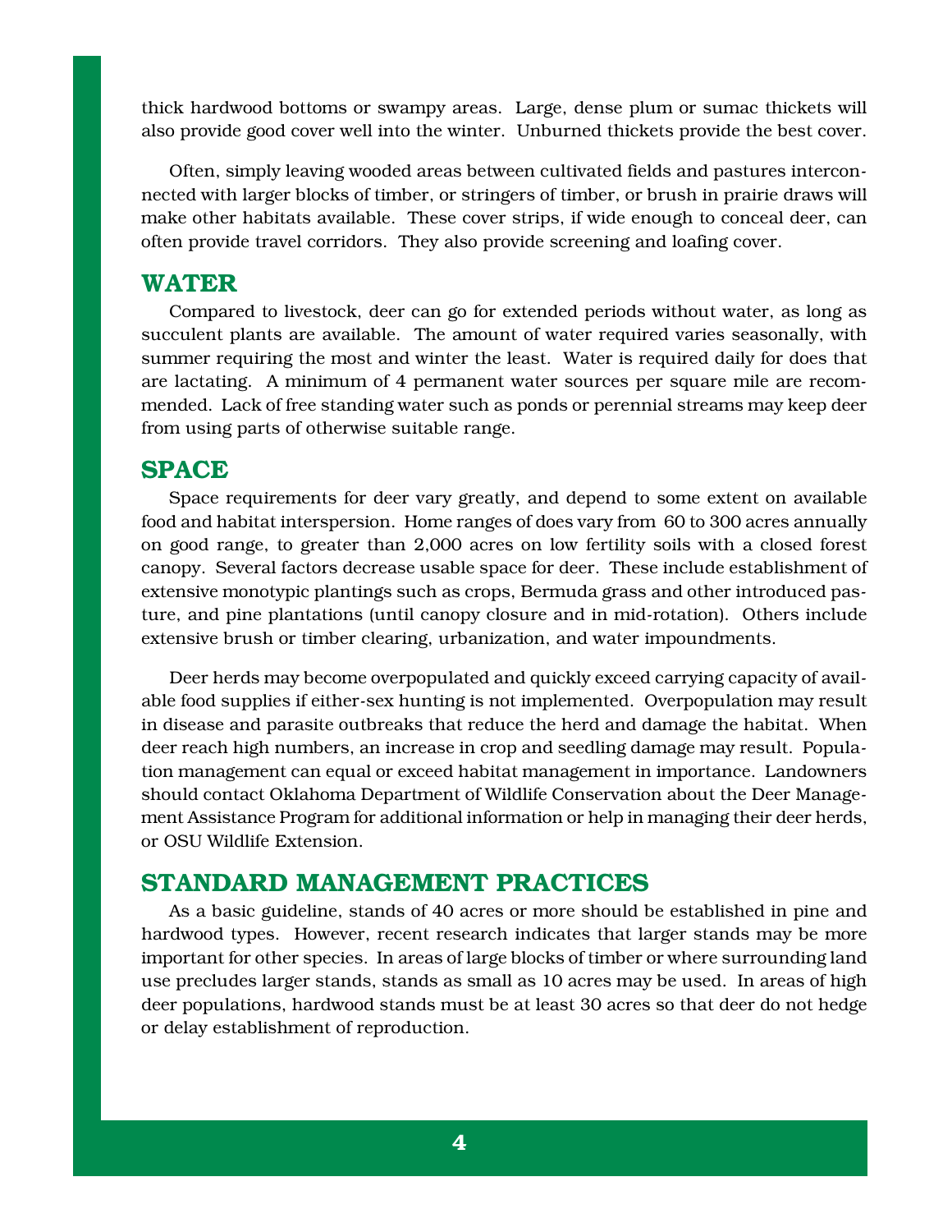thick hardwood bottoms or swampy areas. Large, dense plum or sumac thickets will also provide good cover well into the winter. Unburned thickets provide the best cover.

Often, simply leaving wooded areas between cultivated fields and pastures interconnected with larger blocks of timber, or stringers of timber, or brush in prairie draws will make other habitats available. These cover strips, if wide enough to conceal deer, can often provide travel corridors. They also provide screening and loafing cover.

## WATER

Compared to livestock, deer can go for extended periods without water, as long as succulent plants are available. The amount of water required varies seasonally, with summer requiring the most and winter the least. Water is required daily for does that are lactating. A minimum of 4 permanent water sources per square mile are recommended. Lack of free standing water such as ponds or perennial streams may keep deer from using parts of otherwise suitable range.

## SPACE

Space requirements for deer vary greatly, and depend to some extent on available food and habitat interspersion. Home ranges of does vary from 60 to 300 acres annually on good range, to greater than 2,000 acres on low fertility soils with a closed forest canopy. Several factors decrease usable space for deer. These include establishment of extensive monotypic plantings such as crops, Bermuda grass and other introduced pasture, and pine plantations (until canopy closure and in mid-rotation). Others include extensive brush or timber clearing, urbanization, and water impoundments.

Deer herds may become overpopulated and quickly exceed carrying capacity of available food supplies if either-sex hunting is not implemented. Overpopulation may result in disease and parasite outbreaks that reduce the herd and damage the habitat. When deer reach high numbers, an increase in crop and seedling damage may result. Population management can equal or exceed habitat management in importance. Landowners should contact Oklahoma Department of Wildlife Conservation about the Deer Management Assistance Program for additional information or help in managing their deer herds, or OSU Wildlife Extension.

## STANDARD MANAGEMENT PRACTICES

As a basic guideline, stands of 40 acres or more should be established in pine and hardwood types. However, recent research indicates that larger stands may be more important for other species. In areas of large blocks of timber or where surrounding land use precludes larger stands, stands as small as 10 acres may be used. In areas of high deer populations, hardwood stands must be at least 30 acres so that deer do not hedge or delay establishment of reproduction.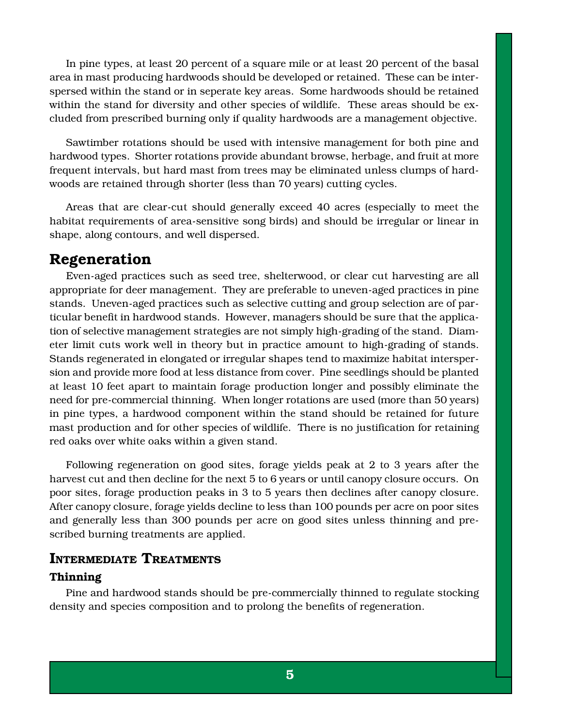In pine types, at least 20 percent of a square mile or at least 20 percent of the basal area in mast producing hardwoods should be developed or retained. These can be interspersed within the stand or in seperate key areas. Some hardwoods should be retained within the stand for diversity and other species of wildlife. These areas should be excluded from prescribed burning only if quality hardwoods are a management objective.

Sawtimber rotations should be used with intensive management for both pine and hardwood types. Shorter rotations provide abundant browse, herbage, and fruit at more frequent intervals, but hard mast from trees may be eliminated unless clumps of hardwoods are retained through shorter (less than 70 years) cutting cycles.

Areas that are clear-cut should generally exceed 40 acres (especially to meet the habitat requirements of area-sensitive song birds) and should be irregular or linear in shape, along contours, and well dispersed.

## Regeneration

Even-aged practices such as seed tree, shelterwood, or clear cut harvesting are all appropriate for deer management. They are preferable to uneven-aged practices in pine stands. Uneven-aged practices such as selective cutting and group selection are of particular benefit in hardwood stands. However, managers should be sure that the application of selective management strategies are not simply high-grading of the stand. Diameter limit cuts work well in theory but in practice amount to high-grading of stands. Stands regenerated in elongated or irregular shapes tend to maximize habitat interspersion and provide more food at less distance from cover. Pine seedlings should be planted at least 10 feet apart to maintain forage production longer and possibly eliminate the need for pre-commercial thinning. When longer rotations are used (more than 50 years) in pine types, a hardwood component within the stand should be retained for future mast production and for other species of wildlife. There is no justification for retaining red oaks over white oaks within a given stand.

Following regeneration on good sites, forage yields peak at 2 to 3 years after the harvest cut and then decline for the next 5 to 6 years or until canopy closure occurs. On poor sites, forage production peaks in 3 to 5 years then declines after canopy closure. After canopy closure, forage yields decline to less than 100 pounds per acre on poor sites and generally less than 300 pounds per acre on good sites unless thinning and prescribed burning treatments are applied.

## Intermediate Treatments

### Thinning

Pine and hardwood stands should be pre-commercially thinned to regulate stocking density and species composition and to prolong the benefits of regeneration.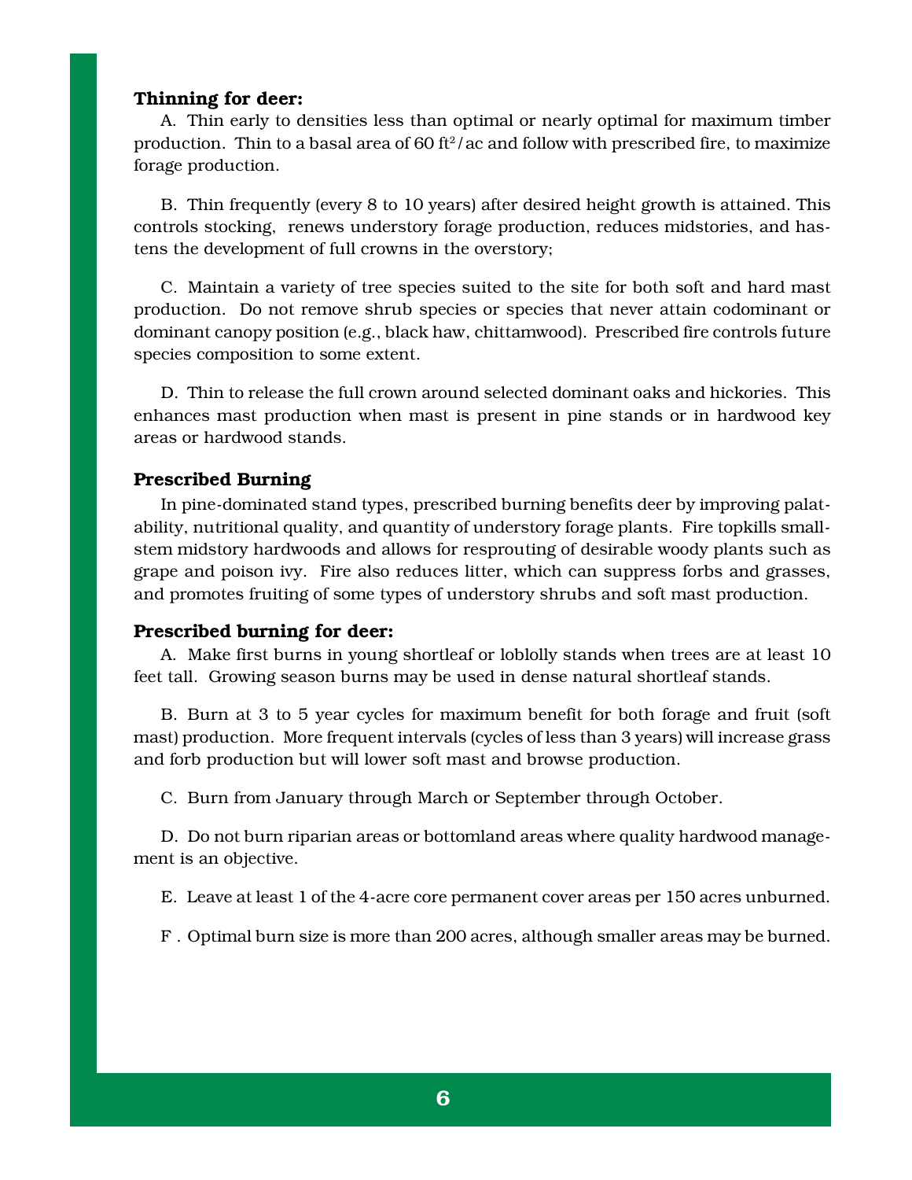**Thinning for deer:**

A. Thin early to densities less than optimal or nearly optimal for maximum timber production. Thin to a basal area of 60 $ft^2$/ac and follow with prescribed fire, to maximize forage production.

B. Thin frequently (every 8 to 10 years) after desired height growth is attained. This controls stocking, renews understory forage production, reduces midstories, and hastens the development of full crowns in the overstory;

C. Maintain a variety of tree species suited to the site for both soft and hard mast production. Do not remove shrub species or species that never attain codominant or dominant canopy position (e.g., black haw, chittamwood). Prescribed fire controls future species composition to some extent.

D. Thin to release the full crown around selected dominant oaks and hickories. This enhances mast production when mast is present in pine stands or in hardwood key areas or hardwood stands.

**Prescribed Burning**

In pine-dominated stand types, prescribed burning benefits deer by improving palatability, nutritional quality, and quantity of understory forage plants. Fire topkills small-stem midstory hardwoods and allows for resprouting of desirable woody plants such as grape and poison ivy. Fire also reduces litter, which can suppress forbs and grasses, and promotes fruiting of some types of understory shrubs and soft mast production.

**Prescribed burning for deer:**

A. Make first burns in young shortleaf or loblolly stands when trees are at least 10 feet tall. Growing season burns may be used in dense natural shortleaf stands.

B. Burn at 3 to 5 year cycles for maximum benefit for both forage and fruit (soft mast) production. More frequent intervals (cycles of less than 3 years) will increase grass and forb production but will lower soft mast and browse production.

C. Burn from January through March or September through October.

D. Do not burn riparian areas or bottomland areas where quality hardwood management is an objective.

E. Leave at least 1 of the 4-acre core permanent cover areas per 150 acres unburned.

F. Optimal burn size is more than 200 acres, although smaller areas may be burned.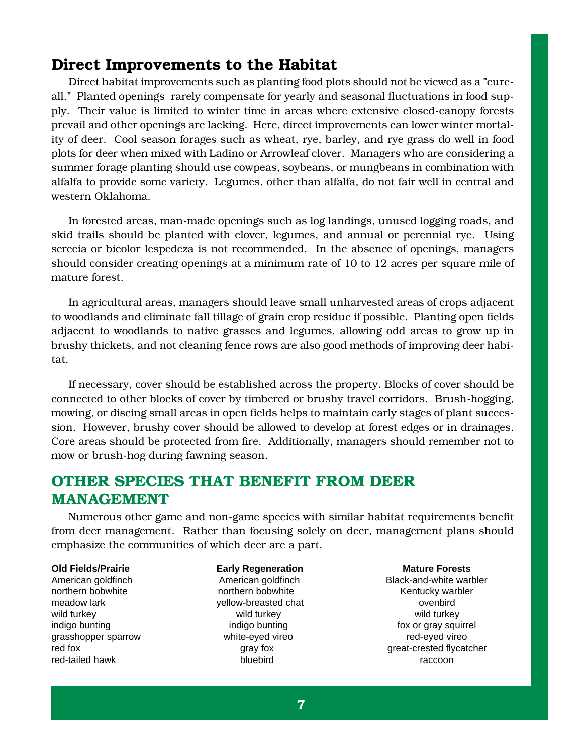## Direct Improvements to the Habitat

Direct habitat improvements such as planting food plots should not be viewed as a "cure-all." Planted openings rarely compensate for yearly and seasonal fluctuations in food supply. Their value is limited to winter time in areas where extensive closed-canopy forests prevail and other openings are lacking. Here, direct improvements can lower winter mortality of deer. Cool season forages such as wheat, rye, barley, and rye grass do well in food plots for deer when mixed with Ladino or Arrowleaf clover. Managers who are considering a summer forage planting should use cowpeas, soybeans, or mungbeans in combination with alfalfa to provide some variety. Legumes, other than alfalfa, do not fair well in central and western Oklahoma.

In forested areas, man-made openings such as log landings, unused logging roads, and skid trails should be planted with clover, legumes, and annual or perennial rye. Using serecia or bicolor lespedeza is not recommended. In the absence of openings, managers should consider creating openings at a minimum rate of 10 to 12 acres per square mile of mature forest.

In agricultural areas, managers should leave small unharvested areas of crops adjacent to woodlands and eliminate fall tillage of grain crop residue if possible. Planting open fields adjacent to woodlands to native grasses and legumes, allowing odd areas to grow up in brushy thickets, and not cleaning fence rows are also good methods of improving deer habitat.

If necessary, cover should be established across the property. Blocks of cover should be connected to other blocks of cover by timbered or brushy travel corridors. Brush-hogging, mowing, or discing small areas in open fields helps to maintain early stages of plant succession. However, brushy cover should be allowed to develop at forest edges or in drainages. Core areas should be protected from fire. Additionally, managers should remember not to mow or brush-hog during fawning season.

## OTHER SPECIES THAT BENEFIT FROM DEER MANAGEMENT

Numerous other game and non-game species with similar habitat requirements benefit from deer management. Rather than focusing solely on deer, management plans should emphasize the communities of which deer are a part.

| Old Fields/Prairie | Early Regeneration | Mature Forests |
|---|---|---|
| American goldfinch | American goldfinch | Black-and-white warbler |
| northern bobwhite | northern bobwhite | Kentucky warbler |
| meadow lark | yellow-breasted chat | ovenbird |
| wild turkey | wild turkey | wild turkey |
| indigo bunting | indigo bunting | fox or gray squirrel |
| grasshopper sparrow | white-eyed vireo | red-eyed vireo |
| red fox | gray fox | great-crested flycatcher |
| red-tailed hawk | bluebird | raccoon |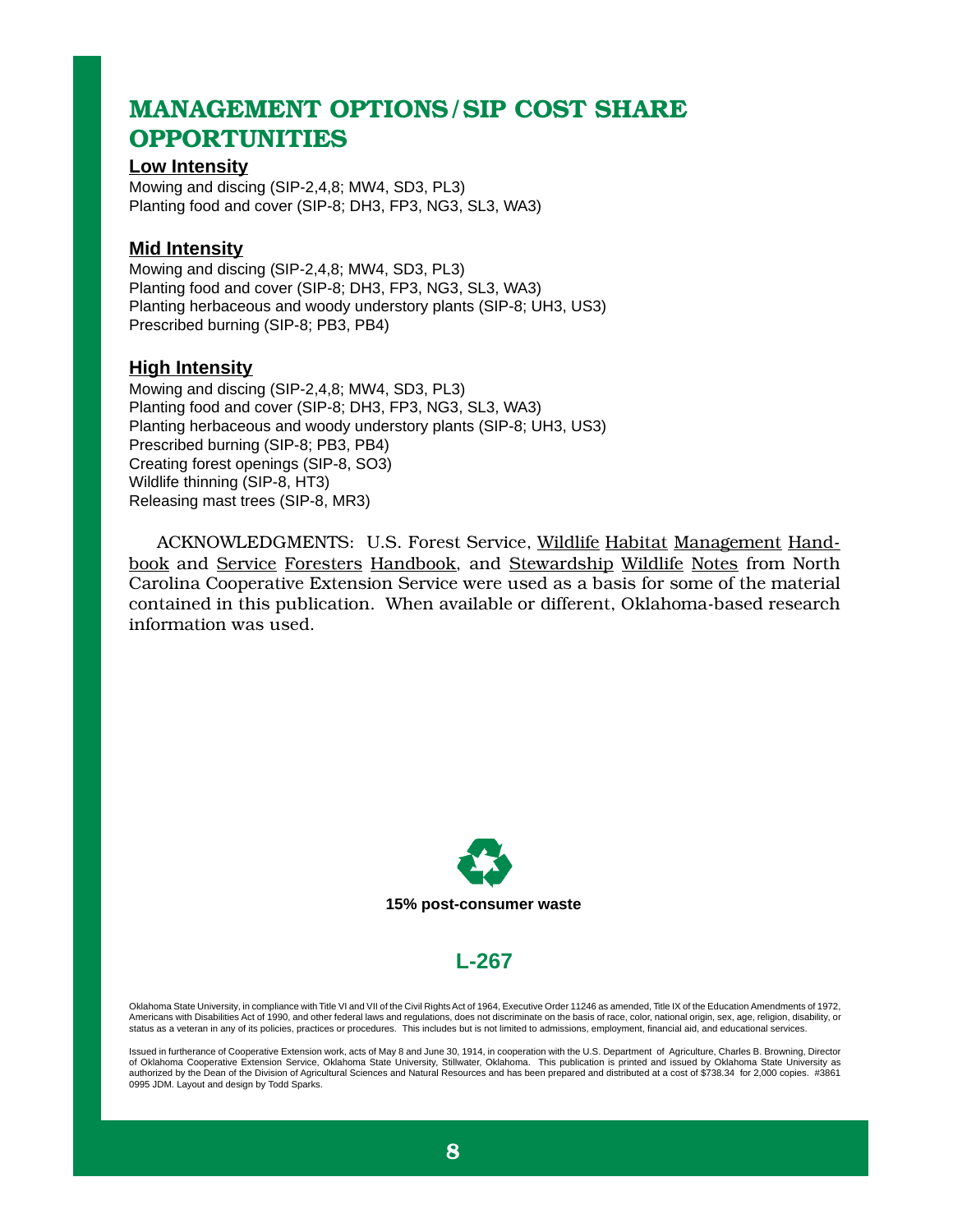## MANAGEMENT OPTIONS/SIP COST SHARE OPPORTUNITIES

**Low Intensity**

Mowing and discing (SIP-2,4,8; MW4, SD3, PL3)
Planting food and cover (SIP-8; DH3, FP3, NG3, SL3, WA3)

**Mid Intensity**

Mowing and discing (SIP-2,4,8; MW4, SD3, PL3)
Planting food and cover (SIP-8; DH3, FP3, NG3, SL3, WA3)
Planting herbaceous and woody understory plants (SIP-8; UH3, US3)
Prescribed burning (SIP-8; PB3, PB4)

**High Intensity**

Mowing and discing (SIP-2,4,8; MW4, SD3, PL3)
Planting food and cover (SIP-8; DH3, FP3, NG3, SL3, WA3)
Planting herbaceous and woody understory plants (SIP-8; UH3, US3)
Prescribed burning (SIP-8; PB3, PB4)
Creating forest openings (SIP-8, SO3)
Wildlife thinning (SIP-8, HT3)
Releasing mast trees (SIP-8, MR3)

ACKNOWLEDGMENTS: U.S. Forest Service, Wildlife Habitat Management Handbook and Service Foresters Handbook, and Stewardship Wildlife Notes from North Carolina Cooperative Extension Service were used as a basis for some of the material contained in this publication. When available or different, Oklahoma-based research information was used.

**15% post-consumer waste**

**L-267**

Oklahoma State University, in compliance with Title VI and VII of the Civil Rights Act of 1964, Executive Order 11246 as amended, Title IX of the Education Amendments of 1972, Americans with Disabilities Act of 1990, and other federal laws and regulations, does not discriminate on the basis of race, color, national origin, sex, age, religion, disability, or status as a veteran in any of its policies, practices or procedures. This includes but is not limited to admissions, employment, financial aid, and educational services.

Issued in furtherance of Cooperative Extension work, acts of May 8 and June 30, 1914, in cooperation with the U.S. Department of Agriculture, Charles B. Browning, Director of Oklahoma Cooperative Extension Service, Oklahoma State University, Stillwater, Oklahoma. This publication is printed and issued by Oklahoma State University as authorized by the Dean of the Division of Agricultural Sciences and Natural Resources and has been prepared and distributed at a cost of $738.34 for 2,000 copies. #3861 0995 JDM. Layout and design by Todd Sparks.